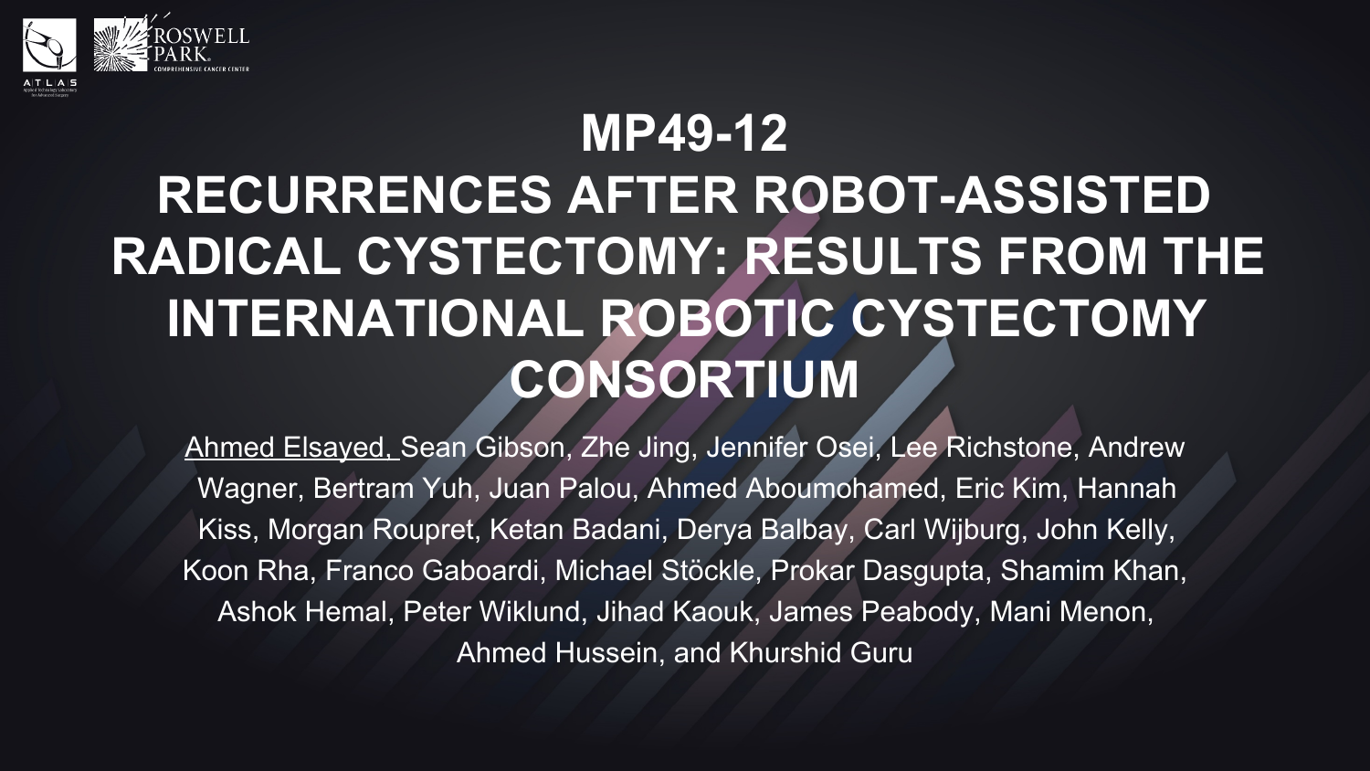# MP49-12

# RECURRENCES AFTER ROBOT-ASSISTED RADICAL CYSTECTOMY: RESULTS FROM THE INTERNATIONAL ROBOTIC CYSTECTOMY CONSORTIUM

<u>Ahmed Elsayed,</u> Sean Gibson, Zhe Jing, Jennifer Osei, Lee Richstone, Andrew Wagner, Bertram Yuh, Juan Palou, Ahmed Aboumohamed, Eric Kim, Hannah Kiss, Morgan Roupret, Ketan Badani, Derya Balbay, Carl Wijburg, John Kelly, Koon Rha, Franco Gaboardi, Michael Stöckle, Prokar Dasgupta, Shamim Khan, Ashok Hemal, Peter Wiklund, Jihad Kaouk, James Peabody, Mani Menon, Ahmed Hussein, and Khurshid Guru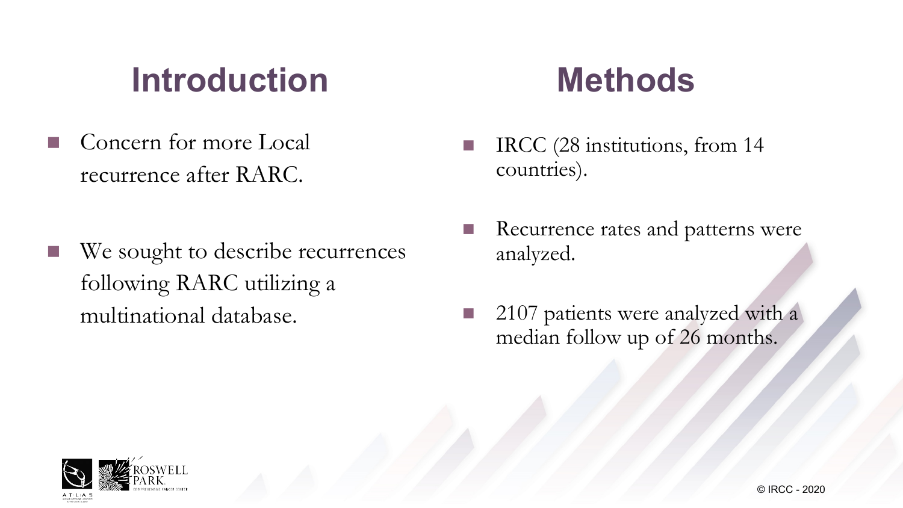## Introduction

- Concern for more Local recurrence after RARC.
- We sought to describe recurrences following RARC utilizing a multinational database.

## Methods

- IRCC (28 institutions, from 14 countries).
- Recurrence rates and patterns were analyzed.
- 2107 patients were analyzed with a median follow up of 26 months.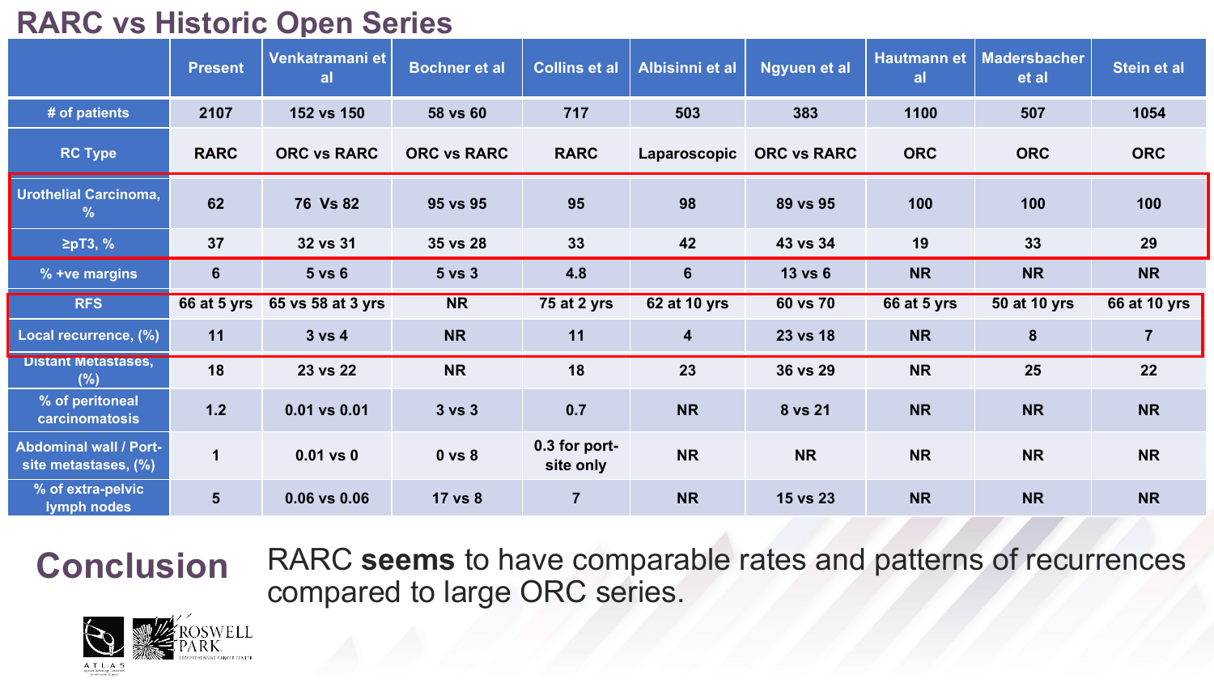# RARC vs Historic Open Series

| | Present | Venkatramani et al | Bochner et al | Collins et al | Albisinni et al | Ngyuen et al | Hautmann et al | Madersbacher et al | Stein et al |
|---|---|---|---|---|---|---|---|---|---|
| # of patients | 2107 | 152 vs 150 | 58 vs 60 | 717 | 503 | 383 | 1100 | 507 | 1054 |
| RC Type | RARC | ORC vs RARC | ORC vs RARC | RARC | Laparoscopic | ORC vs RARC | ORC | ORC | ORC |
| Urothelial Carcinoma, % | 62 | 76 Vs 82 | 95 vs 95 | 95 | 98 | 89 vs 95 | 100 | 100 | 100 |
| ≥pT3, % | 37 | 32 vs 31 | 35 vs 28 | 33 | 42 | 43 vs 34 | 19 | 33 | 29 |
| % +ve margins | 6 | 5 vs 6 | 5 vs 3 | 4.8 | 6 | 13 vs 6 | NR | NR | NR |
| RFS | 66 at 5 yrs | 65 vs 58 at 3 yrs | NR | 75 at 2 yrs | 62 at 10 yrs | 60 vs 70 | 66 at 5 yrs | 50 at 10 yrs | 66 at 10 yrs |
| Local recurrence, (%) | 11 | 3 vs 4 | NR | 11 | 4 | 23 vs 18 | NR | 8 | 7 |
| Distant Metastases, (%) | 18 | 23 vs 22 | NR | 18 | 23 | 36 vs 29 | NR | 25 | 22 |
| % of peritoneal carcinomatosis | 1.2 | 0.01 vs 0.01 | 3 vs 3 | 0.7 | NR | 8 vs 21 | NR | NR | NR |
| Abdominal wall / Port-site metastases, (%) | 1 | 0.01 vs 0 | 0 vs 8 | 0.3 for port-site only | NR | NR | NR | NR | NR |
| % of extra-pelvic lymph nodes | 5 | 0.06 vs 0.06 | 17 vs 8 | 7 | NR | 15 vs 23 | NR | NR | NR |

## Conclusion

RARC **seems** to have comparable rates and patterns of recurrences compared to large ORC series.